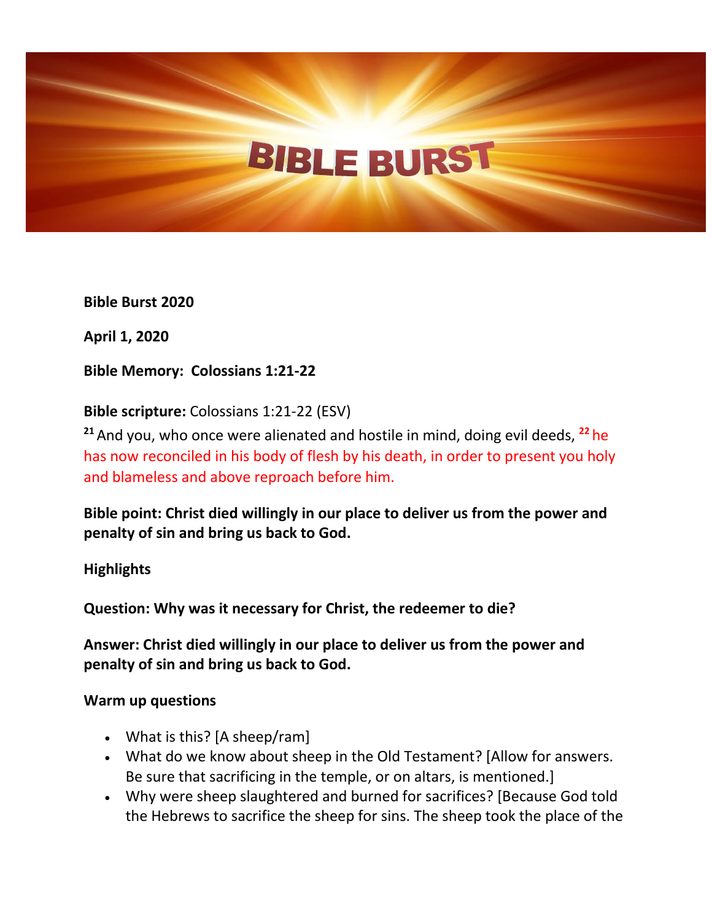# BIBLE BURST

**Bible Burst 2020**

**April 1, 2020**

**Bible Memory: Colossians 1:21-22**

**Bible scripture:** Colossians 1:21-22 (ESV)

[21] And you, who once were alienated and hostile in mind, doing evil deeds, [22] he has now reconciled in his body of flesh by his death, in order to present you holy and blameless and above reproach before him.

**Bible point: Christ died willingly in our place to deliver us from the power and penalty of sin and bring us back to God.**

**Highlights**

**Question: Why was it necessary for Christ, the redeemer to die?**

**Answer: Christ died willingly in our place to deliver us from the power and penalty of sin and bring us back to God.**

**Warm up questions**

- What is this? [A sheep/ram]
- What do we know about sheep in the Old Testament? [Allow for answers. Be sure that sacrificing in the temple, or on altars, is mentioned.]
- Why were sheep slaughtered and burned for sacrifices? [Because God told the Hebrews to sacrifice the sheep for sins. The sheep took the place of the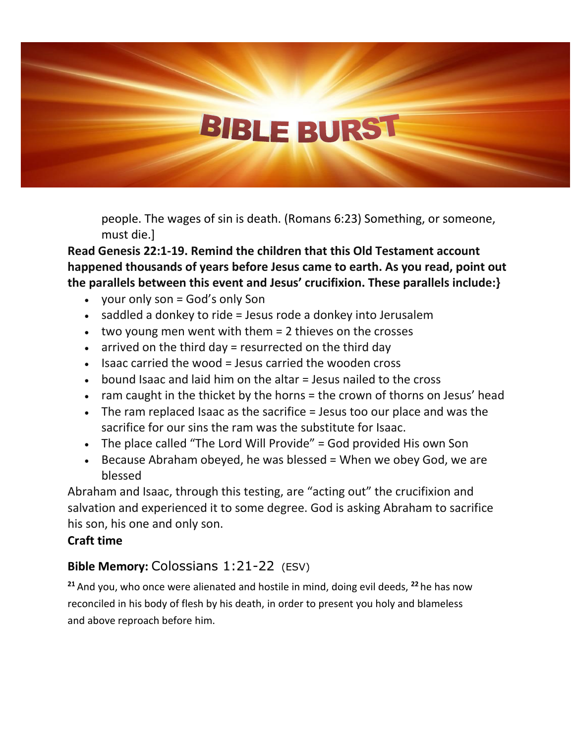people. The wages of sin is death. (Romans 6:23) Something, or someone, must die.]

**Read Genesis 22:1-19. Remind the children that this Old Testament account happened thousands of years before Jesus came to earth. As you read, point out the parallels between this event and Jesus' crucifixion. These parallels include:}**

- your only son = God's only Son
- saddled a donkey to ride = Jesus rode a donkey into Jerusalem
- two young men went with them = 2 thieves on the crosses
- arrived on the third day = resurrected on the third day
- Isaac carried the wood = Jesus carried the wooden cross
- bound Isaac and laid him on the altar = Jesus nailed to the cross
- ram caught in the thicket by the horns = the crown of thorns on Jesus' head
- The ram replaced Isaac as the sacrifice = Jesus too our place and was the sacrifice for our sins the ram was the substitute for Isaac.
- The place called "The Lord Will Provide" = God provided His own Son
- Because Abraham obeyed, he was blessed = When we obey God, we are blessed

Abraham and Isaac, through this testing, are "acting out" the crucifixion and salvation and experienced it to some degree. God is asking Abraham to sacrifice his son, his one and only son.

**Craft time**

**Bible Memory:** Colossians 1:21-22 (ESV)

[21] And you, who once were alienated and hostile in mind, doing evil deeds, [22] he has now reconciled in his body of flesh by his death, in order to present you holy and blameless and above reproach before him.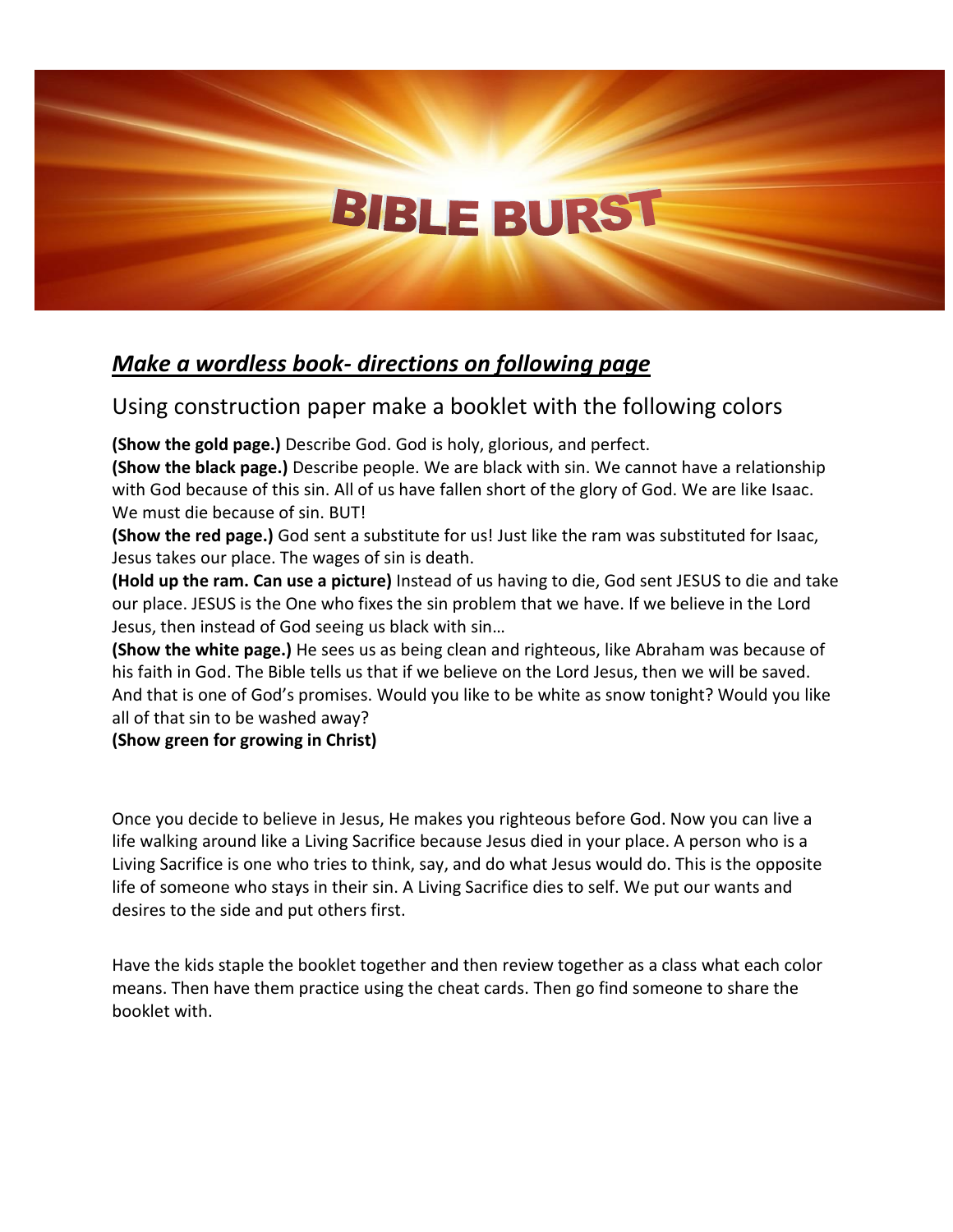# BIBLE BURST

## ***Make a wordless book- directions on following page***

Using construction paper make a booklet with the following colors

**(Show the gold page.)** Describe God. God is holy, glorious, and perfect.
**(Show the black page.)** Describe people. We are black with sin. We cannot have a relationship with God because of this sin. All of us have fallen short of the glory of God. We are like Isaac. We must die because of sin. BUT!
**(Show the red page.)** God sent a substitute for us! Just like the ram was substituted for Isaac, Jesus takes our place. The wages of sin is death.
**(Hold up the ram. Can use a picture)** Instead of us having to die, God sent JESUS to die and take our place. JESUS is the One who fixes the sin problem that we have. If we believe in the Lord Jesus, then instead of God seeing us black with sin…
**(Show the white page.)** He sees us as being clean and righteous, like Abraham was because of his faith in God. The Bible tells us that if we believe on the Lord Jesus, then we will be saved. And that is one of God's promises. Would you like to be white as snow tonight? Would you like all of that sin to be washed away?
**(Show green for growing in Christ)**

Once you decide to believe in Jesus, He makes you righteous before God. Now you can live a life walking around like a Living Sacrifice because Jesus died in your place. A person who is a Living Sacrifice is one who tries to think, say, and do what Jesus would do. This is the opposite life of someone who stays in their sin. A Living Sacrifice dies to self. We put our wants and desires to the side and put others first.

Have the kids staple the booklet together and then review together as a class what each color means. Then have them practice using the cheat cards. Then go find someone to share the booklet with.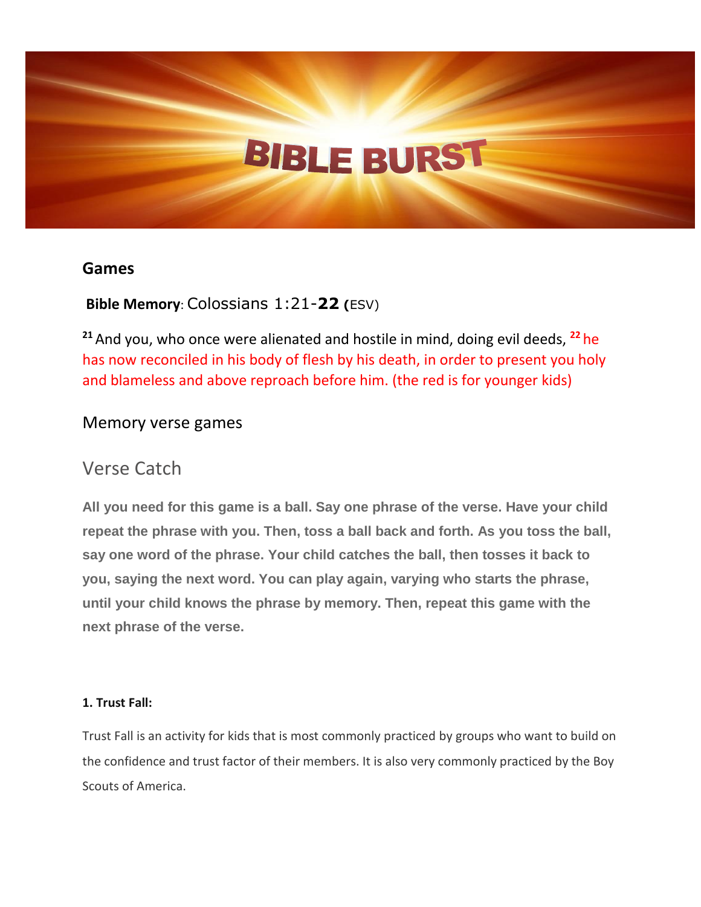# BIBLE BURST

## Games

**Bible Memory**: Colossians 1:21-**22** (ESV)

[21] And you, who once were alienated and hostile in mind, doing evil deeds, [22] he has now reconciled in his body of flesh by his death, in order to present you holy and blameless and above reproach before him. (the red is for younger kids)

## Memory verse games

### Verse Catch

**All you need for this game is a ball. Say one phrase of the verse. Have your child repeat the phrase with you. Then, toss a ball back and forth. As you toss the ball, say one word of the phrase. Your child catches the ball, then tosses it back to you, saying the next word. You can play again, varying who starts the phrase, until your child knows the phrase by memory. Then, repeat this game with the next phrase of the verse.**

#### 1. Trust Fall:

Trust Fall is an activity for kids that is most commonly practiced by groups who want to build on the confidence and trust factor of their members. It is also very commonly practiced by the Boy Scouts of America.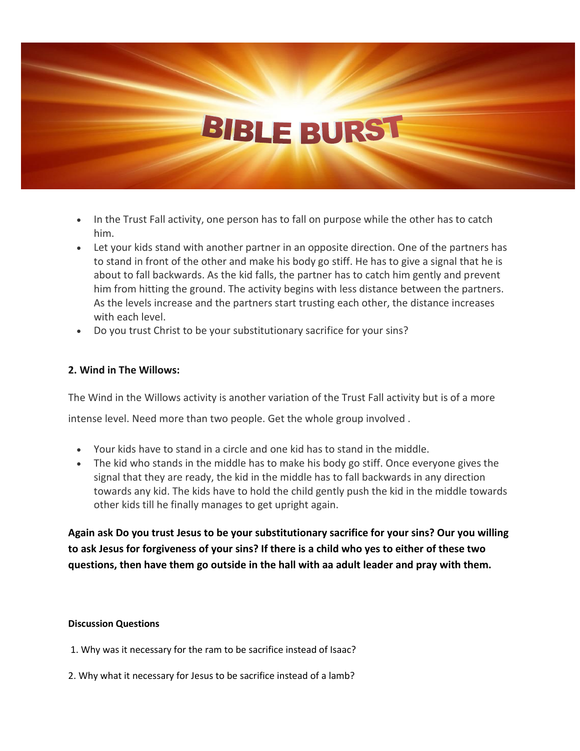# BIBLE BURST

- In the Trust Fall activity, one person has to fall on purpose while the other has to catch him.
- Let your kids stand with another partner in an opposite direction. One of the partners has to stand in front of the other and make his body go stiff. He has to give a signal that he is about to fall backwards. As the kid falls, the partner has to catch him gently and prevent him from hitting the ground. The activity begins with less distance between the partners. As the levels increase and the partners start trusting each other, the distance increases with each level.
- Do you trust Christ to be your substitutionary sacrifice for your sins?

**2. Wind in The Willows:**

The Wind in the Willows activity is another variation of the Trust Fall activity but is of a more intense level. Need more than two people. Get the whole group involved .

- Your kids have to stand in a circle and one kid has to stand in the middle.
- The kid who stands in the middle has to make his body go stiff. Once everyone gives the signal that they are ready, the kid in the middle has to fall backwards in any direction towards any kid. The kids have to hold the child gently push the kid in the middle towards other kids till he finally manages to get upright again.

**Again ask Do you trust Jesus to be your substitutionary sacrifice for your sins? Our you willing to ask Jesus for forgiveness of your sins? If there is a child who yes to either of these two questions, then have them go outside in the hall with aa adult leader and pray with them.**

**Discussion Questions**

1. Why was it necessary for the ram to be sacrifice instead of Isaac?

2. Why what it necessary for Jesus to be sacrifice instead of a lamb?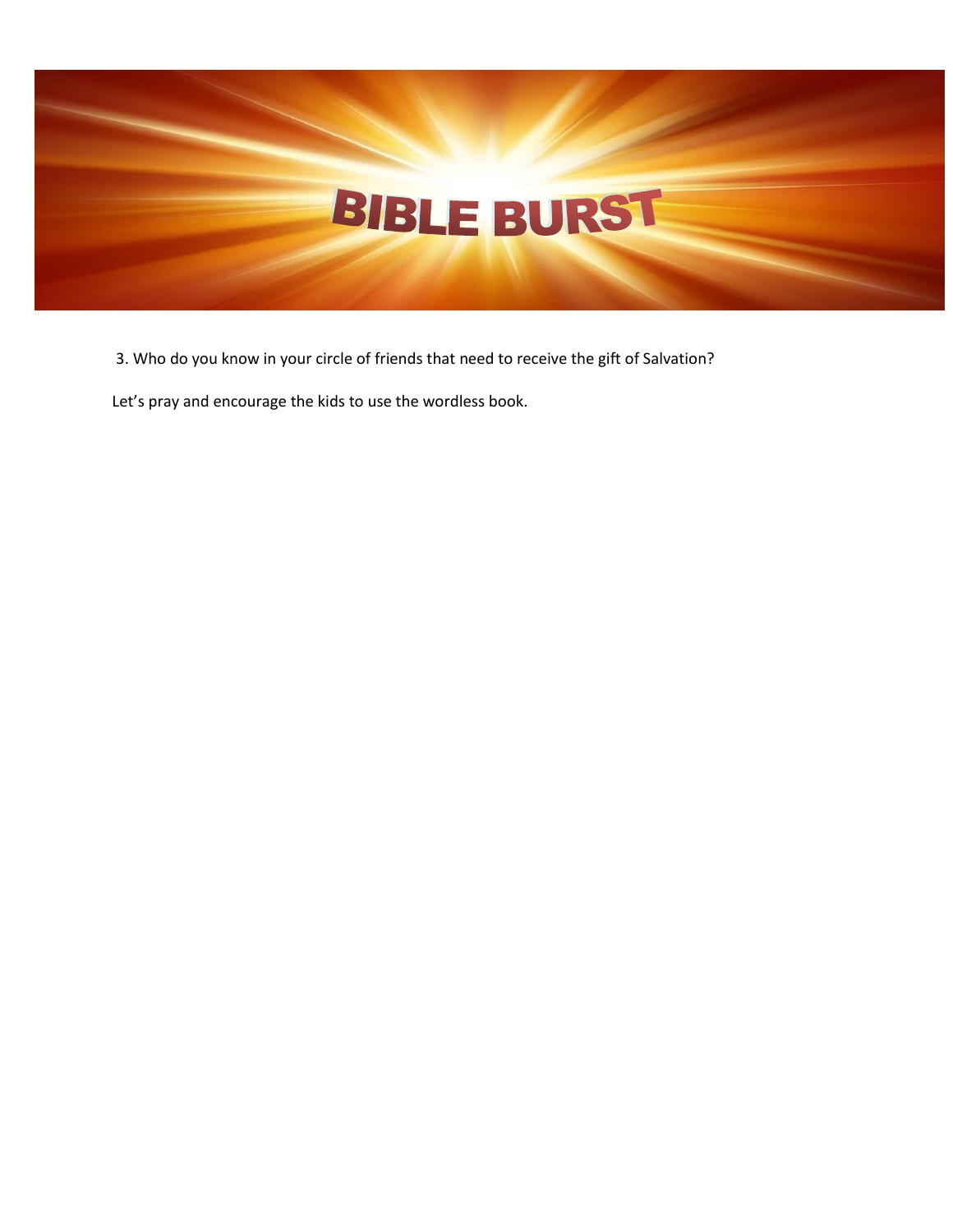# BIBLE BURST

3. Who do you know in your circle of friends that need to receive the gift of Salvation?

Let's pray and encourage the kids to use the wordless book.